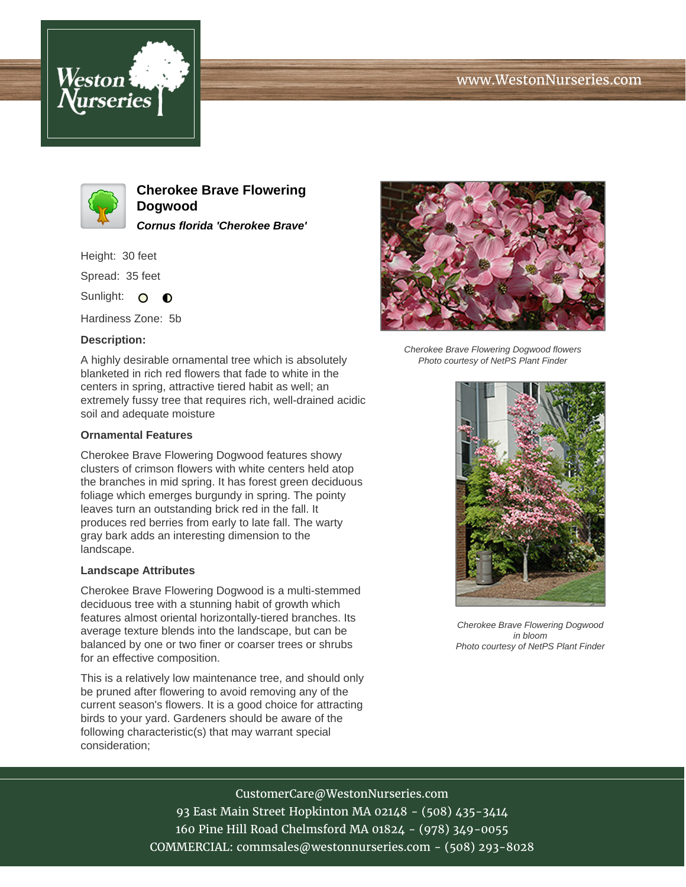# Cherokee Brave Flowering Dogwood

***Cornus florida 'Cherokee Brave'***

Height: 30 feet

Spread: 35 feet

Sunlight: ○ ◐

Hardiness Zone: 5b

**Description:**

A highly desirable ornamental tree which is absolutely blanketed in rich red flowers that fade to white in the centers in spring, attractive tiered habit as well; an extremely fussy tree that requires rich, well-drained acidic soil and adequate moisture

**Ornamental Features**

Cherokee Brave Flowering Dogwood features showy clusters of crimson flowers with white centers held atop the branches in mid spring. It has forest green deciduous foliage which emerges burgundy in spring. The pointy leaves turn an outstanding brick red in the fall. It produces red berries from early to late fall. The warty gray bark adds an interesting dimension to the landscape.

**Landscape Attributes**

Cherokee Brave Flowering Dogwood is a multi-stemmed deciduous tree with a stunning habit of growth which features almost oriental horizontally-tiered branches. Its average texture blends into the landscape, but can be balanced by one or two finer or coarser trees or shrubs for an effective composition.

This is a relatively low maintenance tree, and should only be pruned after flowering to avoid removing any of the current season's flowers. It is a good choice for attracting birds to your yard. Gardeners should be aware of the following characteristic(s) that may warrant special consideration;

*Cherokee Brave Flowering Dogwood flowers*
*Photo courtesy of NetPS Plant Finder*

*Cherokee Brave Flowering Dogwood in bloom*
*Photo courtesy of NetPS Plant Finder*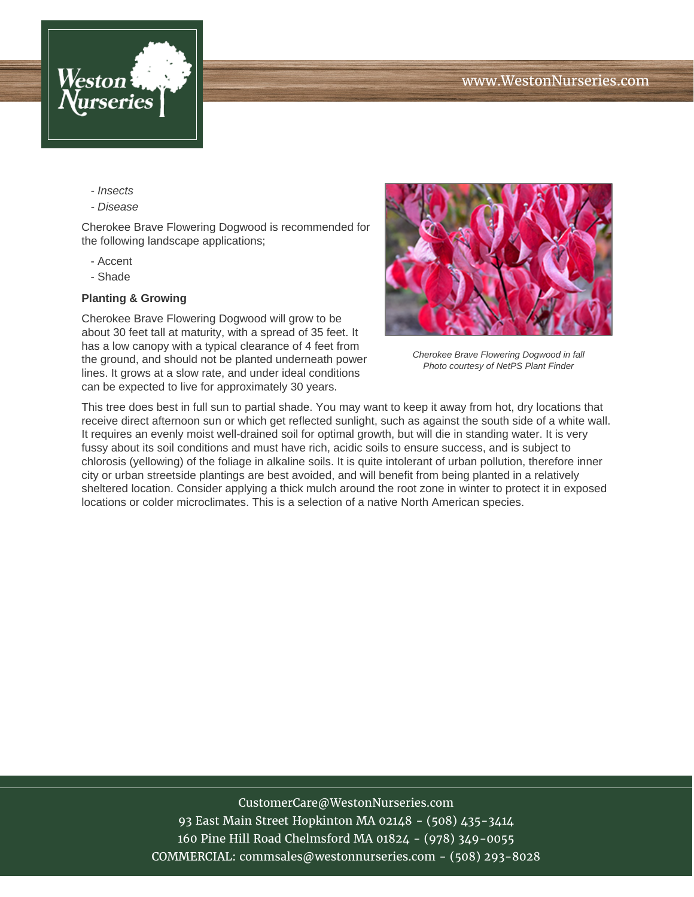- *Insects*
- *Disease*

Cherokee Brave Flowering Dogwood is recommended for the following landscape applications;

- Accent
- Shade

**Planting & Growing**

Cherokee Brave Flowering Dogwood will grow to be about 30 feet tall at maturity, with a spread of 35 feet. It has a low canopy with a typical clearance of 4 feet from the ground, and should not be planted underneath power lines. It grows at a slow rate, and under ideal conditions can be expected to live for approximately 30 years.

*Cherokee Brave Flowering Dogwood in fall*
*Photo courtesy of NetPS Plant Finder*

This tree does best in full sun to partial shade. You may want to keep it away from hot, dry locations that receive direct afternoon sun or which get reflected sunlight, such as against the south side of a white wall. It requires an evenly moist well-drained soil for optimal growth, but will die in standing water. It is very fussy about its soil conditions and must have rich, acidic soils to ensure success, and is subject to chlorosis (yellowing) of the foliage in alkaline soils. It is quite intolerant of urban pollution, therefore inner city or urban streetside plantings are best avoided, and will benefit from being planted in a relatively sheltered location. Consider applying a thick mulch around the root zone in winter to protect it in exposed locations or colder microclimates. This is a selection of a native North American species.